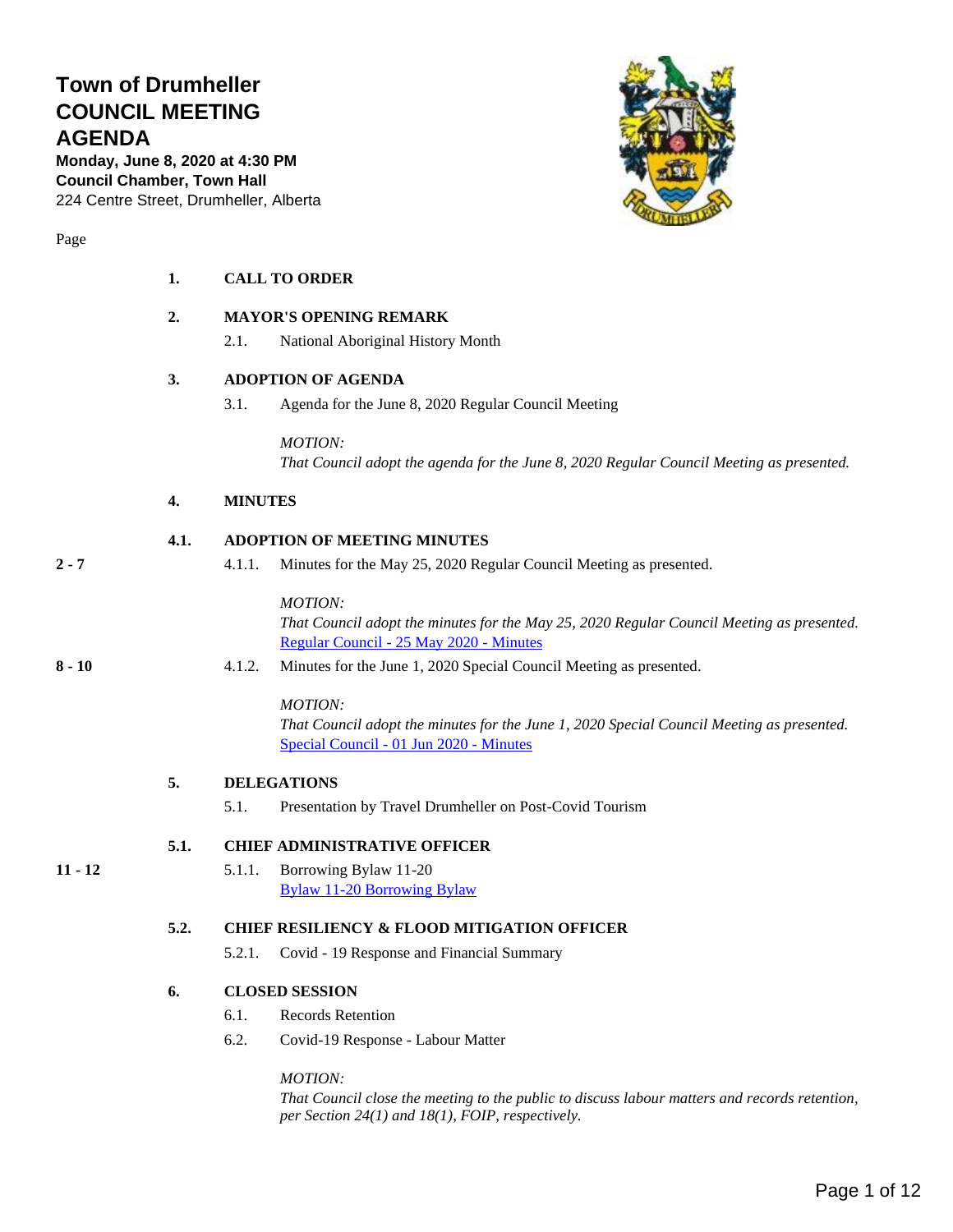# Town of Drumheller COUNCIL MEETING AGENDA

**Monday, June 8, 2020 at 4:30 PM**
**Council Chamber, Town Hall**
224 Centre Street, Drumheller, Alberta

Page

**1. CALL TO ORDER**

**2. MAYOR'S OPENING REMARK**

2.1. National Aboriginal History Month

**3. ADOPTION OF AGENDA**

3.1. Agenda for the June 8, 2020 Regular Council Meeting

*MOTION:*
*That Council adopt the agenda for the June 8, 2020 Regular Council Meeting as presented.*

**4. MINUTES**

**4.1. ADOPTION OF MEETING MINUTES**

2 - 7 — 4.1.1. Minutes for the May 25, 2020 Regular Council Meeting as presented.

*MOTION:*
*That Council adopt the minutes for the May 25, 2020 Regular Council Meeting as presented.*
Regular Council - 25 May 2020 - Minutes

8 - 10 — 4.1.2. Minutes for the June 1, 2020 Special Council Meeting as presented.

*MOTION:*
*That Council adopt the minutes for the June 1, 2020 Special Council Meeting as presented.*
Special Council - 01 Jun 2020 - Minutes

**5. DELEGATIONS**

5.1. Presentation by Travel Drumheller on Post-Covid Tourism

**5.1. CHIEF ADMINISTRATIVE OFFICER**

11 - 12 — 5.1.1. Borrowing Bylaw 11-20
Bylaw 11-20 Borrowing Bylaw

**5.2. CHIEF RESILIENCY & FLOOD MITIGATION OFFICER**

5.2.1. Covid - 19 Response and Financial Summary

**6. CLOSED SESSION**

6.1. Records Retention

6.2. Covid-19 Response - Labour Matter

*MOTION:*
*That Council close the meeting to the public to discuss labour matters and records retention, per Section 24(1) and 18(1), FOIP, respectively.*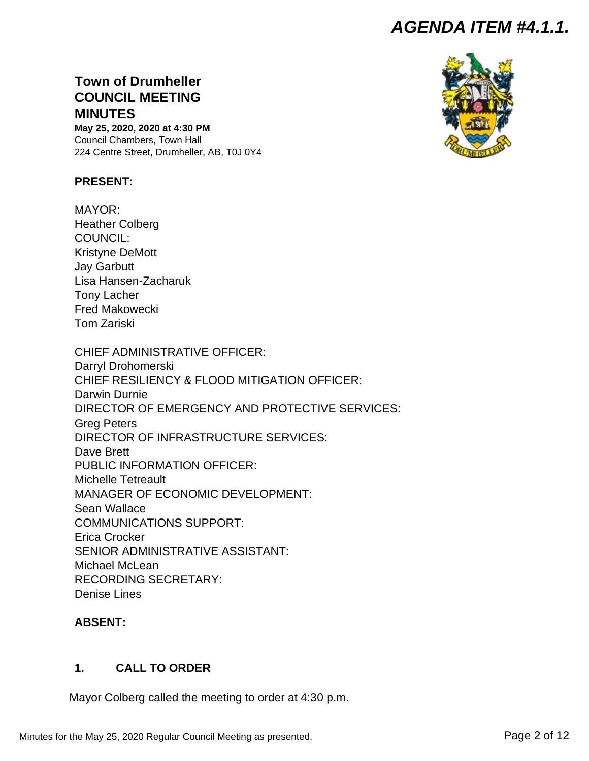*AGENDA ITEM #4.1.1.*

## Town of Drumheller COUNCIL MEETING MINUTES

**May 25, 2020, 2020 at 4:30 PM**
Council Chambers, Town Hall
224 Centre Street, Drumheller, AB, T0J 0Y4

**PRESENT:**

MAYOR:
Heather Colberg
COUNCIL:
Kristyne DeMott
Jay Garbutt
Lisa Hansen-Zacharuk
Tony Lacher
Fred Makowecki
Tom Zariski

CHIEF ADMINISTRATIVE OFFICER:
Darryl Drohomerski
CHIEF RESILIENCY & FLOOD MITIGATION OFFICER:
Darwin Durnie
DIRECTOR OF EMERGENCY AND PROTECTIVE SERVICES:
Greg Peters
DIRECTOR OF INFRASTRUCTURE SERVICES:
Dave Brett
PUBLIC INFORMATION OFFICER:
Michelle Tetreault
MANAGER OF ECONOMIC DEVELOPMENT:
Sean Wallace
COMMUNICATIONS SUPPORT:
Erica Crocker
SENIOR ADMINISTRATIVE ASSISTANT:
Michael McLean
RECORDING SECRETARY:
Denise Lines

**ABSENT:**

### 1. CALL TO ORDER

Mayor Colberg called the meeting to order at 4:30 p.m.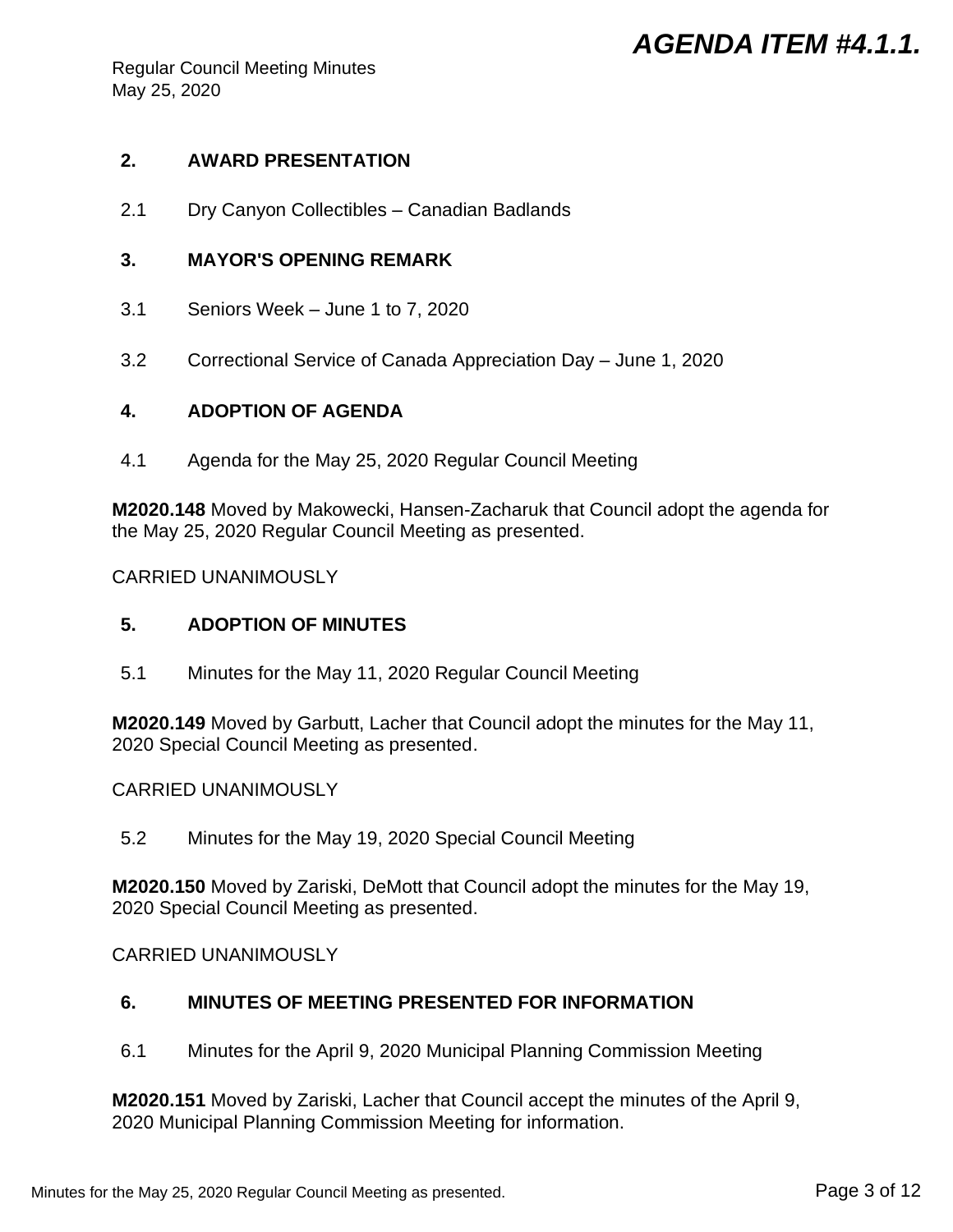## 2. AWARD PRESENTATION

2.1 Dry Canyon Collectibles – Canadian Badlands

## 3. MAYOR'S OPENING REMARK

3.1 Seniors Week – June 1 to 7, 2020

3.2 Correctional Service of Canada Appreciation Day – June 1, 2020

## 4. ADOPTION OF AGENDA

4.1 Agenda for the May 25, 2020 Regular Council Meeting

**M2020.148** Moved by Makowecki, Hansen-Zacharuk that Council adopt the agenda for the May 25, 2020 Regular Council Meeting as presented.

CARRIED UNANIMOUSLY

## 5. ADOPTION OF MINUTES

5.1 Minutes for the May 11, 2020 Regular Council Meeting

**M2020.149** Moved by Garbutt, Lacher that Council adopt the minutes for the May 11, 2020 Special Council Meeting as presented.

CARRIED UNANIMOUSLY

5.2 Minutes for the May 19, 2020 Special Council Meeting

**M2020.150** Moved by Zariski, DeMott that Council adopt the minutes for the May 19, 2020 Special Council Meeting as presented.

CARRIED UNANIMOUSLY

## 6. MINUTES OF MEETING PRESENTED FOR INFORMATION

6.1 Minutes for the April 9, 2020 Municipal Planning Commission Meeting

**M2020.151** Moved by Zariski, Lacher that Council accept the minutes of the April 9, 2020 Municipal Planning Commission Meeting for information.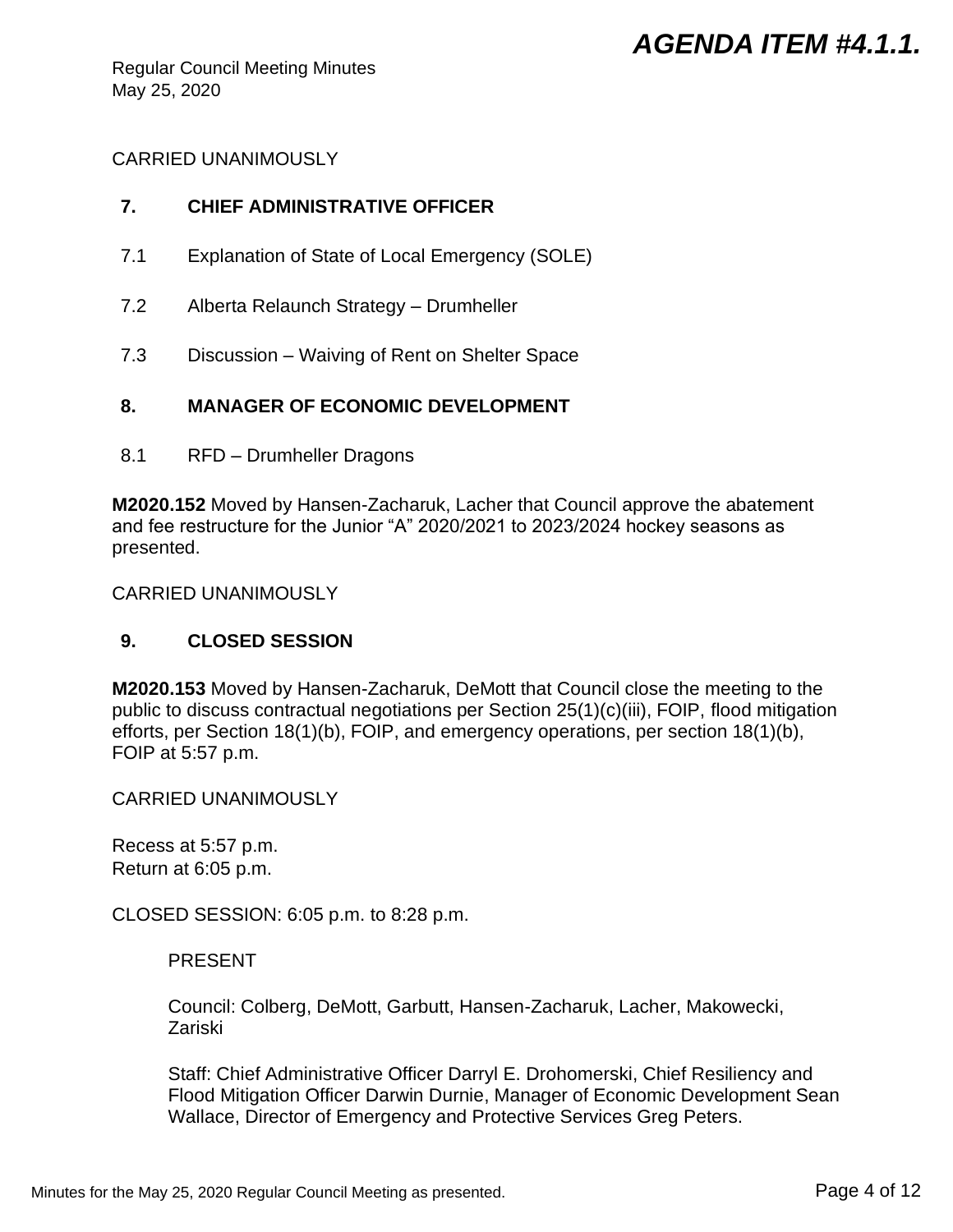CARRIED UNANIMOUSLY

## 7. CHIEF ADMINISTRATIVE OFFICER

7.1 Explanation of State of Local Emergency (SOLE)

7.2 Alberta Relaunch Strategy – Drumheller

7.3 Discussion – Waiving of Rent on Shelter Space

## 8. MANAGER OF ECONOMIC DEVELOPMENT

8.1 RFD – Drumheller Dragons

**M2020.152** Moved by Hansen-Zacharuk, Lacher that Council approve the abatement and fee restructure for the Junior "A" 2020/2021 to 2023/2024 hockey seasons as presented.

CARRIED UNANIMOUSLY

## 9. CLOSED SESSION

**M2020.153** Moved by Hansen-Zacharuk, DeMott that Council close the meeting to the public to discuss contractual negotiations per Section 25(1)(c)(iii), FOIP, flood mitigation efforts, per Section 18(1)(b), FOIP, and emergency operations, per section 18(1)(b), FOIP at 5:57 p.m.

CARRIED UNANIMOUSLY

Recess at 5:57 p.m.
Return at 6:05 p.m.

CLOSED SESSION: 6:05 p.m. to 8:28 p.m.

PRESENT

Council: Colberg, DeMott, Garbutt, Hansen-Zacharuk, Lacher, Makowecki, Zariski

Staff: Chief Administrative Officer Darryl E. Drohomerski, Chief Resiliency and Flood Mitigation Officer Darwin Durnie, Manager of Economic Development Sean Wallace, Director of Emergency and Protective Services Greg Peters.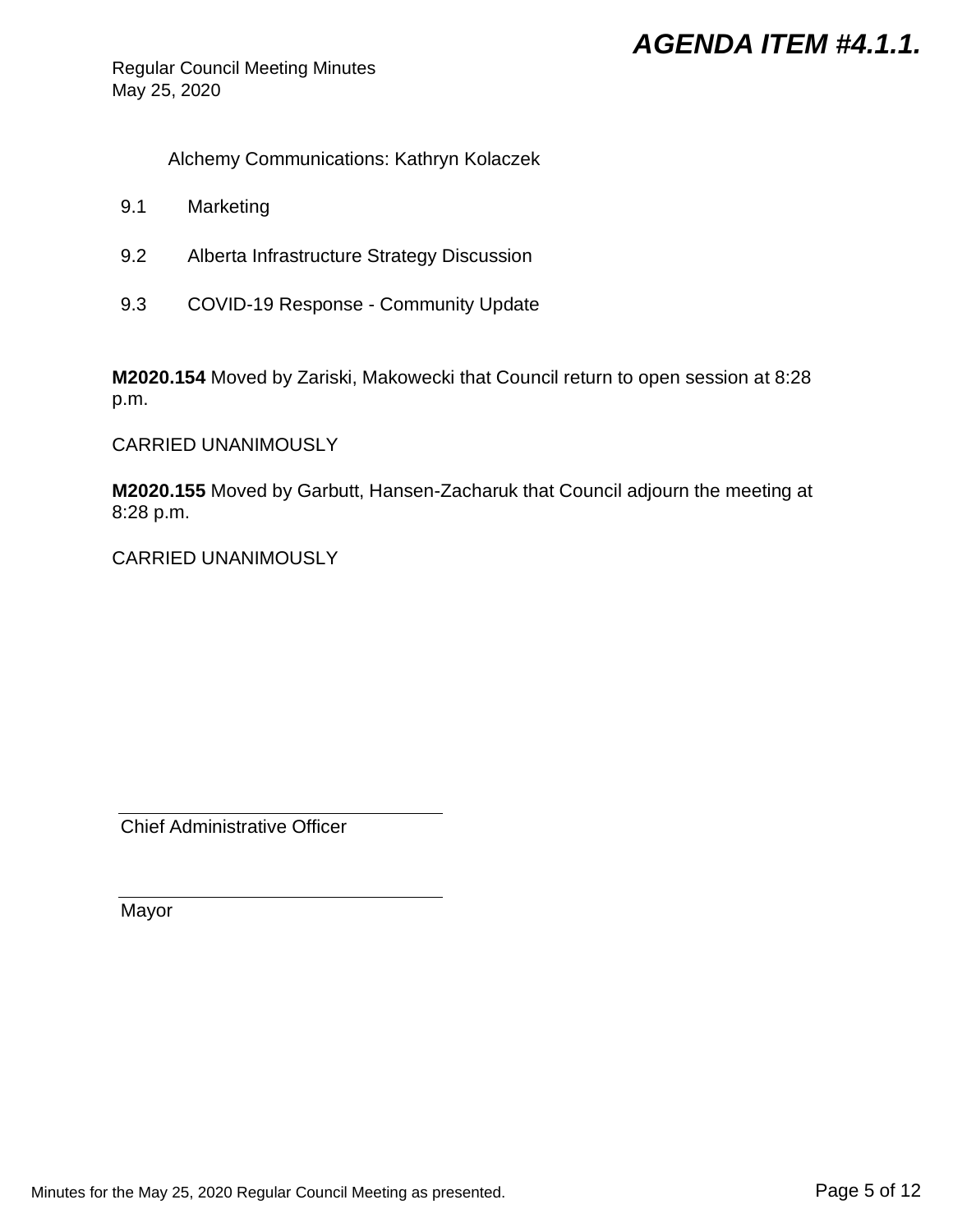Alchemy Communications: Kathryn Kolaczek

9.1 Marketing

9.2 Alberta Infrastructure Strategy Discussion

9.3 COVID-19 Response - Community Update

**M2020.154** Moved by Zariski, Makowecki that Council return to open session at 8:28 p.m.

CARRIED UNANIMOUSLY

**M2020.155** Moved by Garbutt, Hansen-Zacharuk that Council adjourn the meeting at 8:28 p.m.

CARRIED UNANIMOUSLY

\_\_\_\_\_\_\_\_\_\_\_\_\_\_\_\_\_\_\_\_\_\_\_\_\_\_\_\_\_\_\_\_\_\_

Chief Administrative Officer

\_\_\_\_\_\_\_\_\_\_\_\_\_\_\_\_\_\_\_\_\_\_\_\_\_\_\_\_\_\_\_\_\_\_

Mayor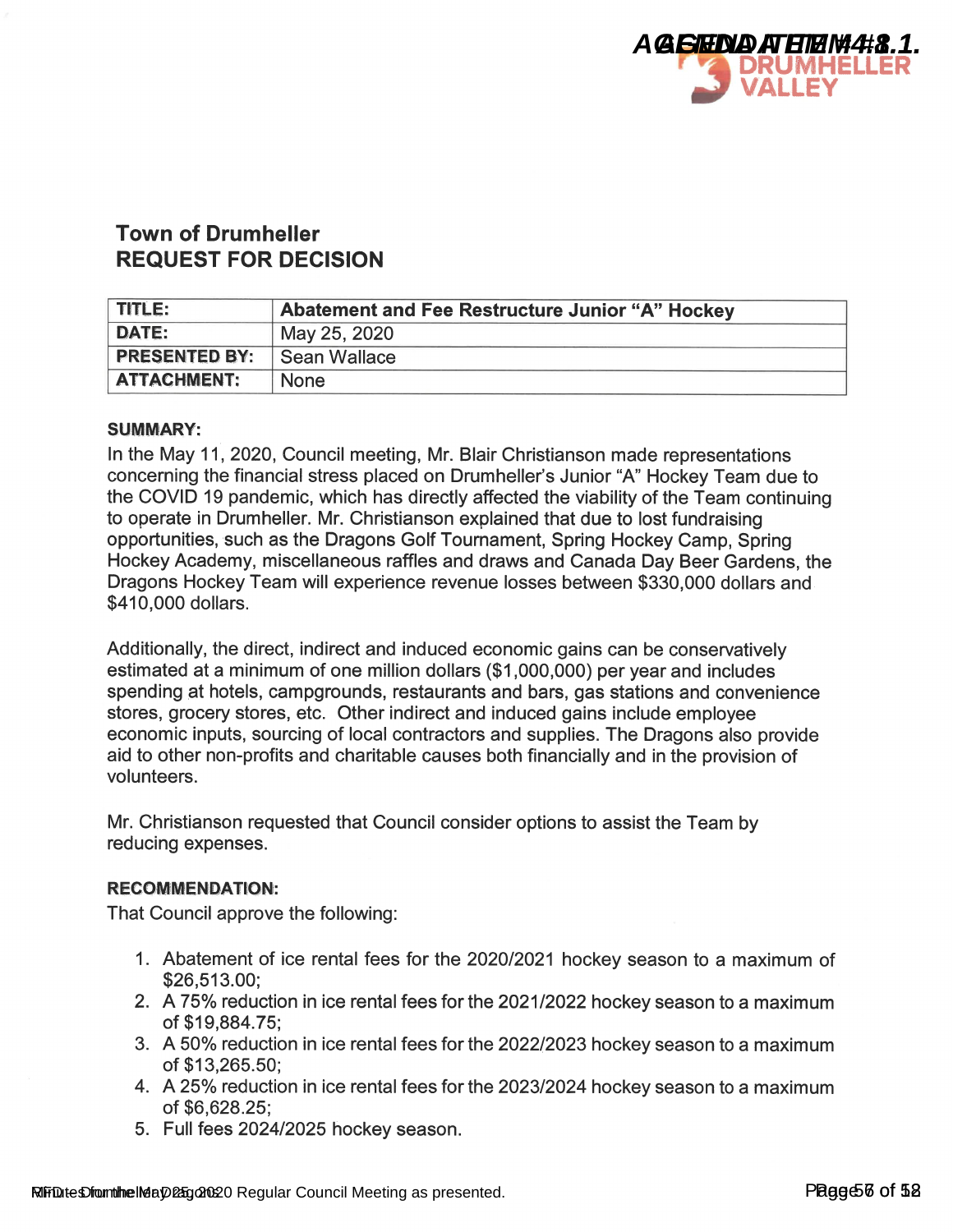# Town of Drumheller
## REQUEST FOR DECISION

| TITLE: | Abatement and Fee Restructure Junior "A" Hockey |
|---|---|
| DATE: | May 25, 2020 |
| PRESENTED BY: | Sean Wallace |
| ATTACHMENT: | None |

**SUMMARY:**

In the May 11, 2020, Council meeting, Mr. Blair Christianson made representations concerning the financial stress placed on Drumheller's Junior "A" Hockey Team due to the COVID 19 pandemic, which has directly affected the viability of the Team continuing to operate in Drumheller. Mr. Christianson explained that due to lost fundraising opportunities, such as the Dragons Golf Tournament, Spring Hockey Camp, Spring Hockey Academy, miscellaneous raffles and draws and Canada Day Beer Gardens, the Dragons Hockey Team will experience revenue losses between $330,000 dollars and $410,000 dollars.

Additionally, the direct, indirect and induced economic gains can be conservatively estimated at a minimum of one million dollars ($1,000,000) per year and includes spending at hotels, campgrounds, restaurants and bars, gas stations and convenience stores, grocery stores, etc. Other indirect and induced gains include employee economic inputs, sourcing of local contractors and supplies. The Dragons also provide aid to other non-profits and charitable causes both financially and in the provision of volunteers.

Mr. Christianson requested that Council consider options to assist the Team by reducing expenses.

**RECOMMENDATION:**

That Council approve the following:

1. Abatement of ice rental fees for the 2020/2021 hockey season to a maximum of $26,513.00;
2. A 75% reduction in ice rental fees for the 2021/2022 hockey season to a maximum of $19,884.75;
3. A 50% reduction in ice rental fees for the 2022/2023 hockey season to a maximum of $13,265.50;
4. A 25% reduction in ice rental fees for the 2023/2024 hockey season to a maximum of $6,628.25;
5. Full fees 2024/2025 hockey season.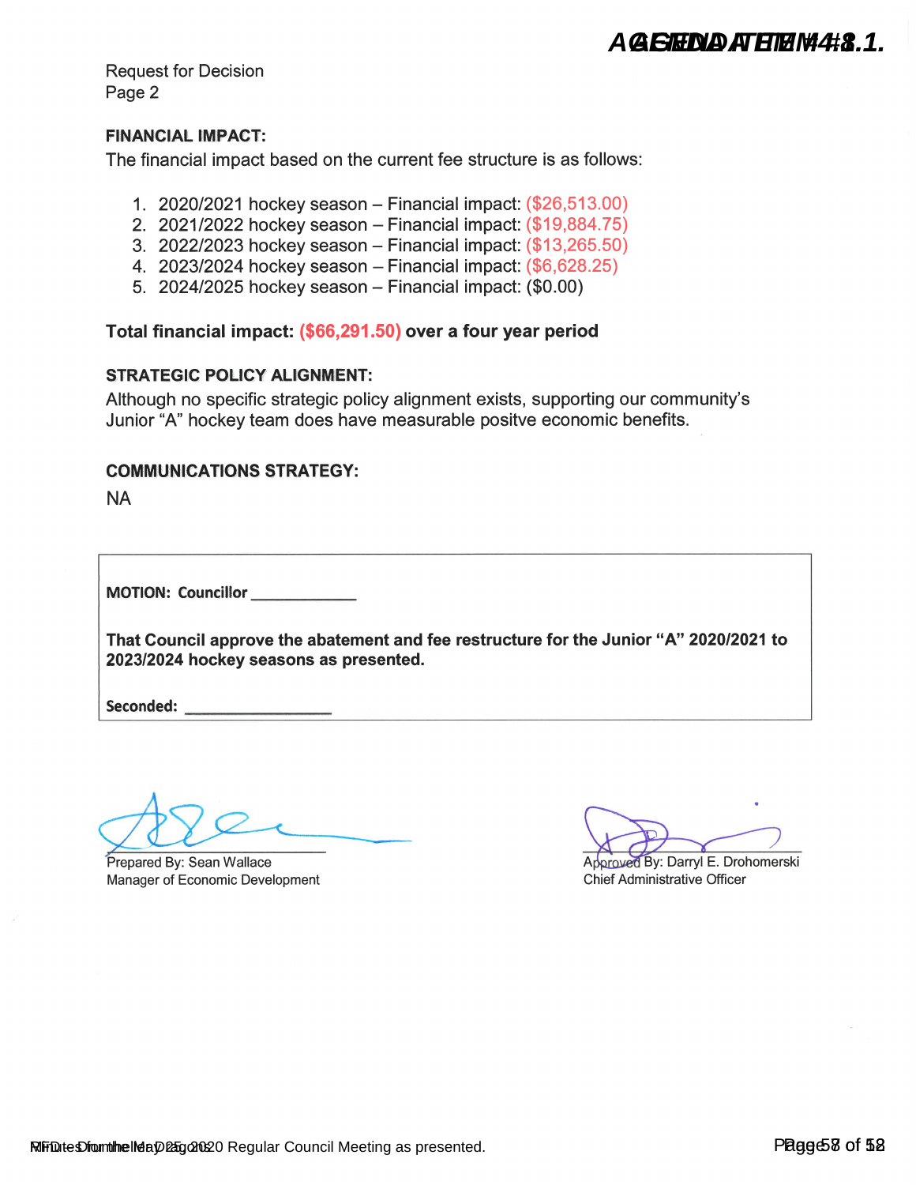Request for Decision
Page 2

**FINANCIAL IMPACT:**

The financial impact based on the current fee structure is as follows:

1. 2020/2021 hockey season – Financial impact: ($26,513.00)
2. 2021/2022 hockey season – Financial impact: ($19,884.75)
3. 2022/2023 hockey season – Financial impact: ($13,265.50)
4. 2023/2024 hockey season – Financial impact: ($6,628.25)
5. 2024/2025 hockey season – Financial impact: ($0.00)

**Total financial impact: ($66,291.50) over a four year period**

**STRATEGIC POLICY ALIGNMENT:**

Although no specific strategic policy alignment exists, supporting our community's Junior "A" hockey team does have measurable positve economic benefits.

**COMMUNICATIONS STRATEGY:**

NA

**MOTION: Councillor \_\_\_\_\_\_\_\_\_\_\_\_**

**That Council approve the abatement and fee restructure for the Junior "A" 2020/2021 to 2023/2024 hockey seasons as presented.**

**Seconded: \_\_\_\_\_\_\_\_\_\_\_\_\_\_\_\_\_**

Prepared By: Sean Wallace
Manager of Economic Development

Approved By: Darryl E. Drohomerski
Chief Administrative Officer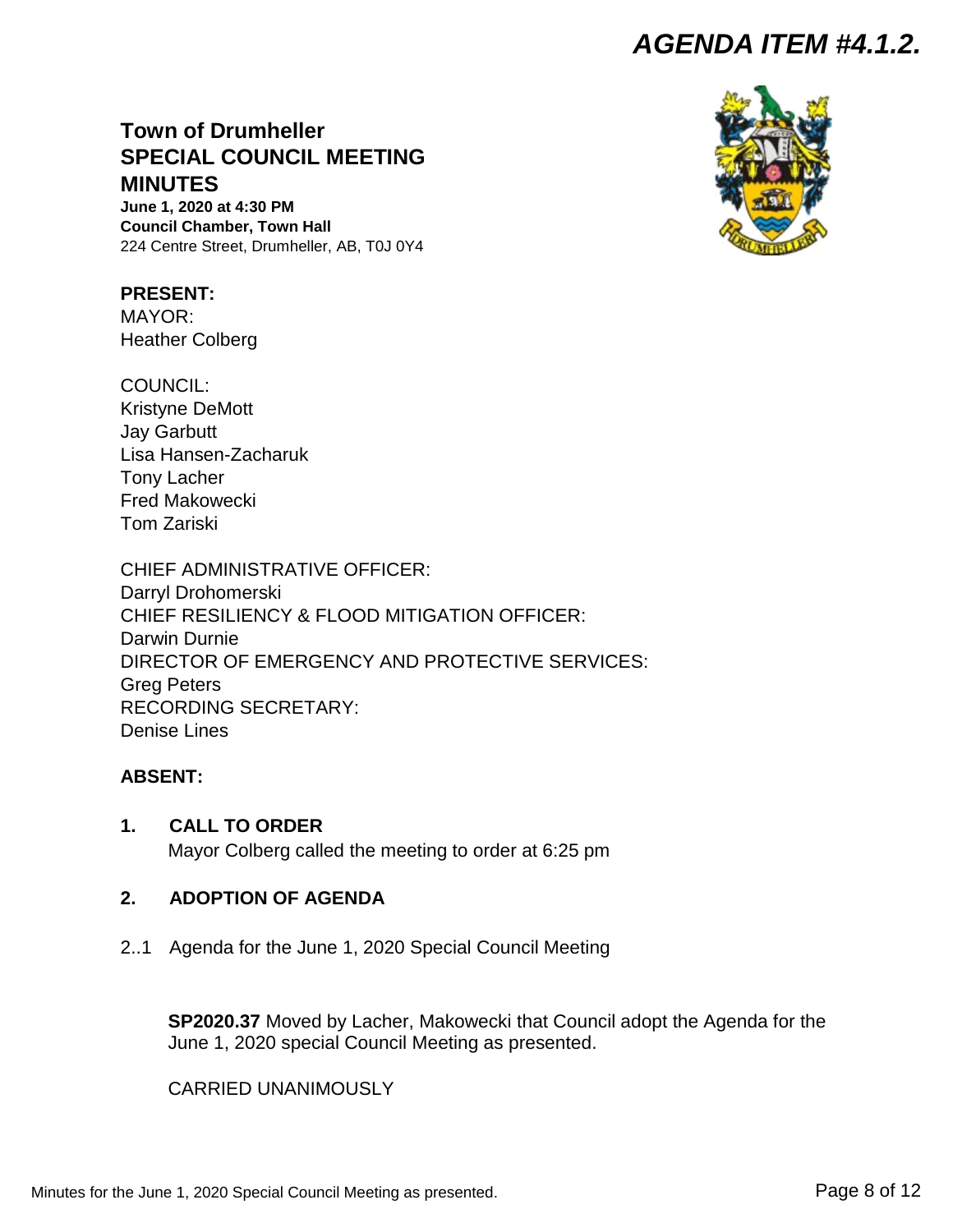# AGENDA ITEM #4.1.2.

## Town of Drumheller
## SPECIAL COUNCIL MEETING
## MINUTES

**June 1, 2020 at 4:30 PM**
**Council Chamber, Town Hall**
224 Centre Street, Drumheller, AB, T0J 0Y4

**PRESENT:**

MAYOR:
Heather Colberg

COUNCIL:
Kristyne DeMott
Jay Garbutt
Lisa Hansen-Zacharuk
Tony Lacher
Fred Makowecki
Tom Zariski

CHIEF ADMINISTRATIVE OFFICER:
Darryl Drohomerski
CHIEF RESILIENCY & FLOOD MITIGATION OFFICER:
Darwin Durnie
DIRECTOR OF EMERGENCY AND PROTECTIVE SERVICES:
Greg Peters
RECORDING SECRETARY:
Denise Lines

**ABSENT:**

### 1. CALL TO ORDER

Mayor Colberg called the meeting to order at 6:25 pm

### 2. ADOPTION OF AGENDA

2..1 Agenda for the June 1, 2020 Special Council Meeting

**SP2020.37** Moved by Lacher, Makowecki that Council adopt the Agenda for the June 1, 2020 special Council Meeting as presented.

CARRIED UNANIMOUSLY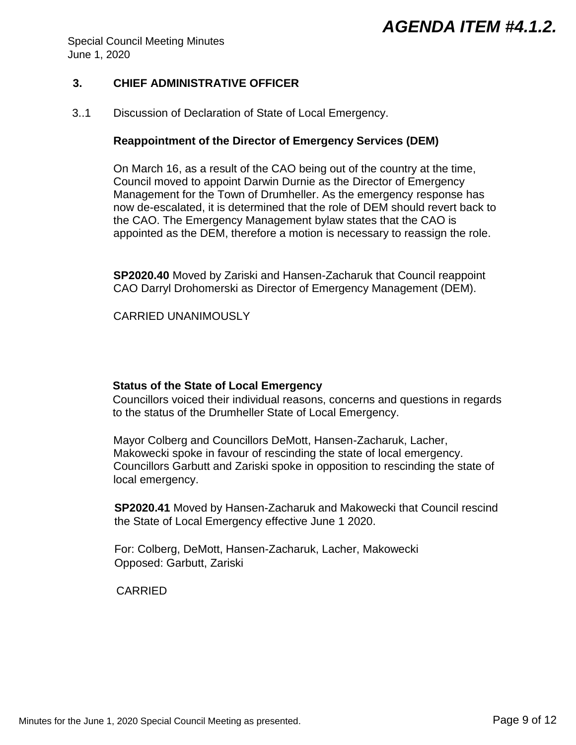## 3. CHIEF ADMINISTRATIVE OFFICER

3..1 Discussion of Declaration of State of Local Emergency.

**Reappointment of the Director of Emergency Services (DEM)**

On March 16, as a result of the CAO being out of the country at the time, Council moved to appoint Darwin Durnie as the Director of Emergency Management for the Town of Drumheller. As the emergency response has now de-escalated, it is determined that the role of DEM should revert back to the CAO. The Emergency Management bylaw states that the CAO is appointed as the DEM, therefore a motion is necessary to reassign the role.

**SP2020.40** Moved by Zariski and Hansen-Zacharuk that Council reappoint CAO Darryl Drohomerski as Director of Emergency Management (DEM).

CARRIED UNANIMOUSLY

**Status of the State of Local Emergency**

Councillors voiced their individual reasons, concerns and questions in regards to the status of the Drumheller State of Local Emergency.

Mayor Colberg and Councillors DeMott, Hansen-Zacharuk, Lacher, Makowecki spoke in favour of rescinding the state of local emergency. Councillors Garbutt and Zariski spoke in opposition to rescinding the state of local emergency.

**SP2020.41** Moved by Hansen-Zacharuk and Makowecki that Council rescind the State of Local Emergency effective June 1 2020.

For: Colberg, DeMott, Hansen-Zacharuk, Lacher, Makowecki
Opposed: Garbutt, Zariski

CARRIED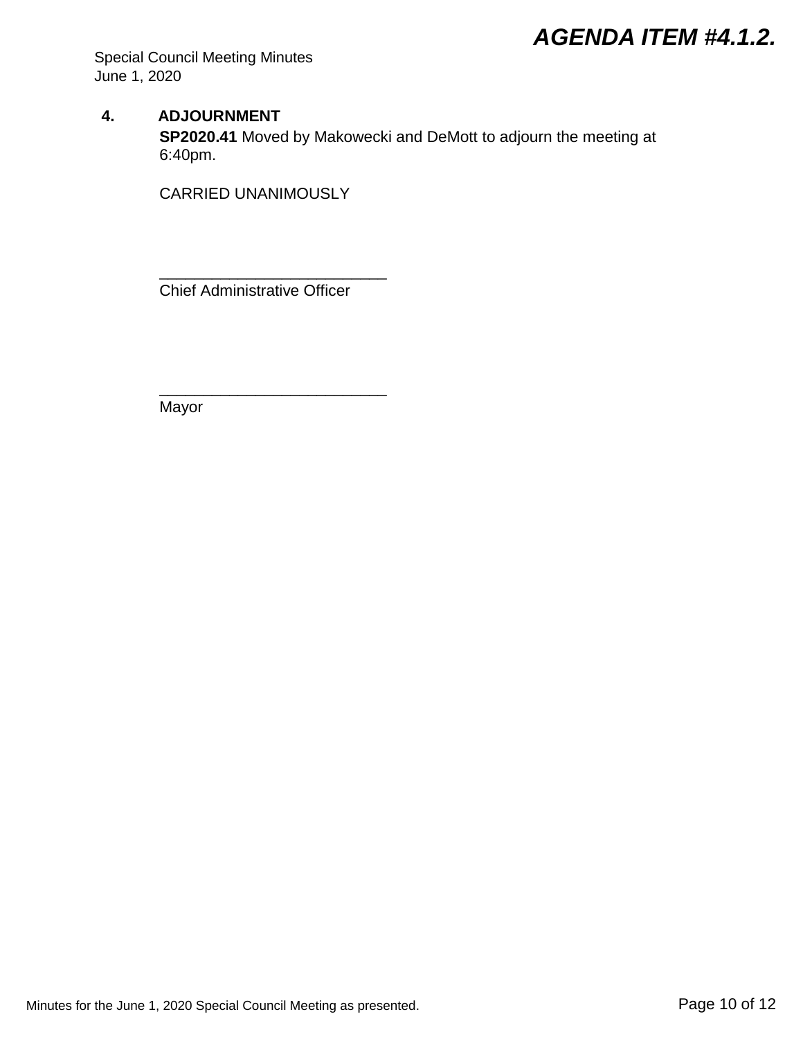## 4. ADJOURNMENT

**SP2020.41** Moved by Makowecki and DeMott to adjourn the meeting at 6:40pm.

CARRIED UNANIMOUSLY

___________________________
Chief Administrative Officer

___________________________
Mayor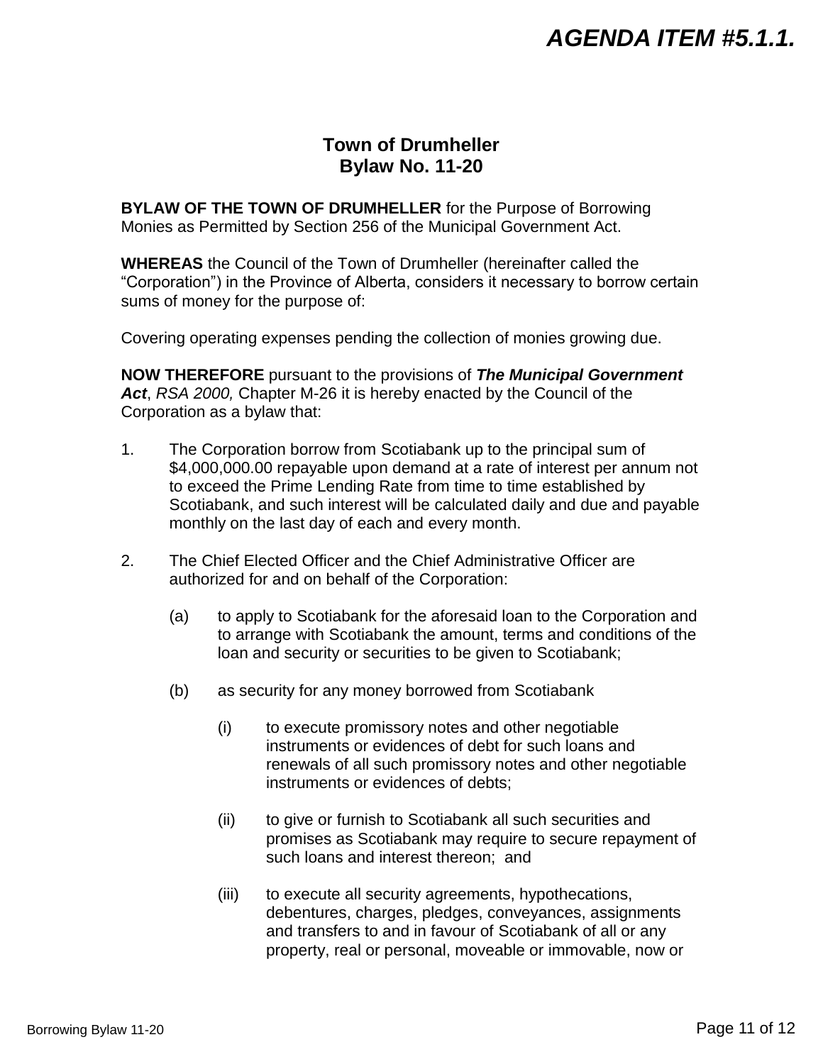# AGENDA ITEM #5.1.1.

## Town of Drumheller
## Bylaw No. 11-20

**BYLAW OF THE TOWN OF DRUMHELLER** for the Purpose of Borrowing Monies as Permitted by Section 256 of the Municipal Government Act.

**WHEREAS** the Council of the Town of Drumheller (hereinafter called the "Corporation") in the Province of Alberta, considers it necessary to borrow certain sums of money for the purpose of:

Covering operating expenses pending the collection of monies growing due.

**NOW THEREFORE** pursuant to the provisions of ***The Municipal Government Act***, *RSA 2000,* Chapter M-26 it is hereby enacted by the Council of the Corporation as a bylaw that:

1. The Corporation borrow from Scotiabank up to the principal sum of $4,000,000.00 repayable upon demand at a rate of interest per annum not to exceed the Prime Lending Rate from time to time established by Scotiabank, and such interest will be calculated daily and due and payable monthly on the last day of each and every month.

2. The Chief Elected Officer and the Chief Administrative Officer are authorized for and on behalf of the Corporation:

   (a) to apply to Scotiabank for the aforesaid loan to the Corporation and to arrange with Scotiabank the amount, terms and conditions of the loan and security or securities to be given to Scotiabank;

   (b) as security for any money borrowed from Scotiabank

      (i) to execute promissory notes and other negotiable instruments or evidences of debt for such loans and renewals of all such promissory notes and other negotiable instruments or evidences of debts;

      (ii) to give or furnish to Scotiabank all such securities and promises as Scotiabank may require to secure repayment of such loans and interest thereon; and

      (iii) to execute all security agreements, hypothecations, debentures, charges, pledges, conveyances, assignments and transfers to and in favour of Scotiabank of all or any property, real or personal, moveable or immovable, now or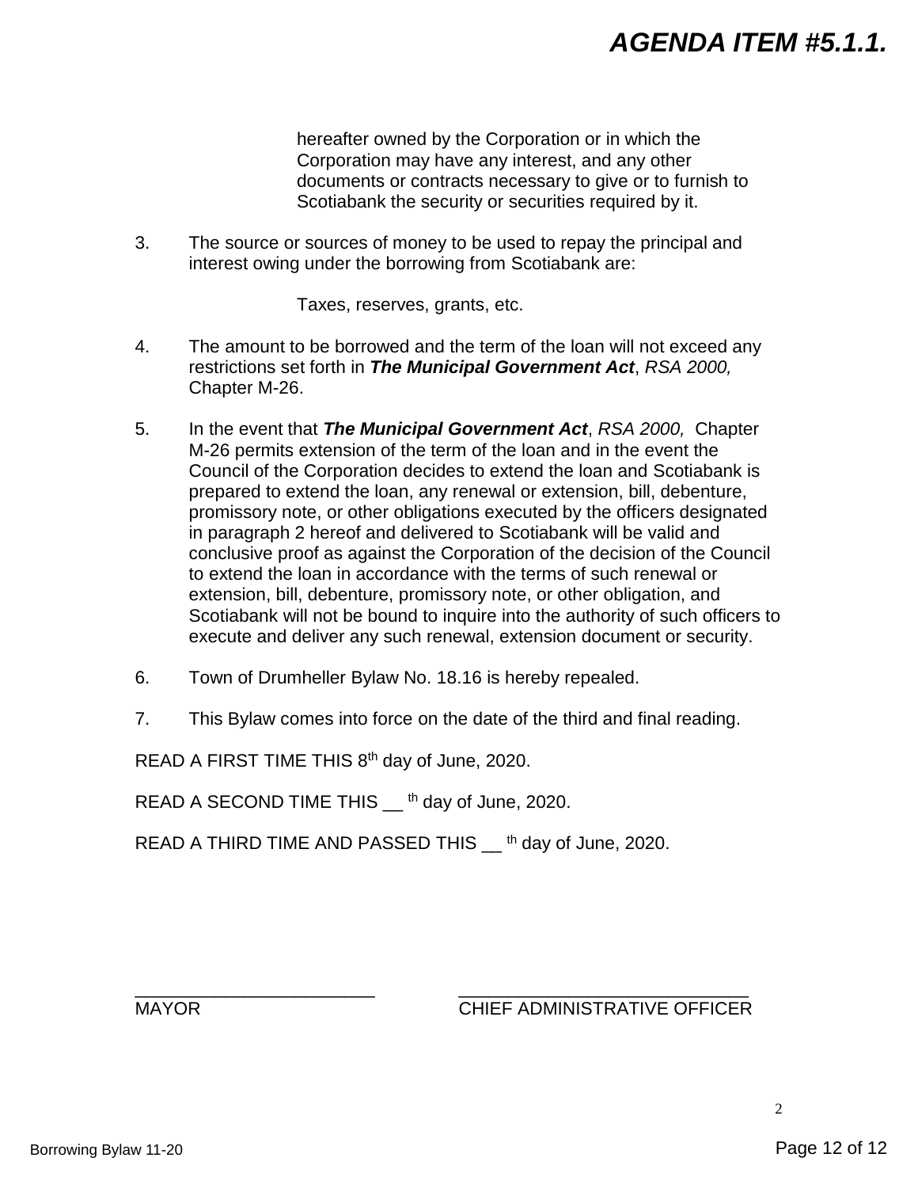hereafter owned by the Corporation or in which the Corporation may have any interest, and any other documents or contracts necessary to give or to furnish to Scotiabank the security or securities required by it.

3. The source or sources of money to be used to repay the principal and interest owing under the borrowing from Scotiabank are:

   Taxes, reserves, grants, etc.

4. The amount to be borrowed and the term of the loan will not exceed any restrictions set forth in ***The Municipal Government Act***, *RSA 2000,* Chapter M-26.

5. In the event that ***The Municipal Government Act***, *RSA 2000,* Chapter M-26 permits extension of the term of the loan and in the event the Council of the Corporation decides to extend the loan and Scotiabank is prepared to extend the loan, any renewal or extension, bill, debenture, promissory note, or other obligations executed by the officers designated in paragraph 2 hereof and delivered to Scotiabank will be valid and conclusive proof as against the Corporation of the decision of the Council to extend the loan in accordance with the terms of such renewal or extension, bill, debenture, promissory note, or other obligation, and Scotiabank will not be bound to inquire into the authority of such officers to execute and deliver any such renewal, extension document or security.

6. Town of Drumheller Bylaw No. 18.16 is hereby repealed.

7. This Bylaw comes into force on the date of the third and final reading.

READ A FIRST TIME THIS 8th day of June, 2020.

READ A SECOND TIME THIS __ th day of June, 2020.

READ A THIRD TIME AND PASSED THIS __ th day of June, 2020.

________________________ MAYOR

_____________________________ CHIEF ADMINISTRATIVE OFFICER